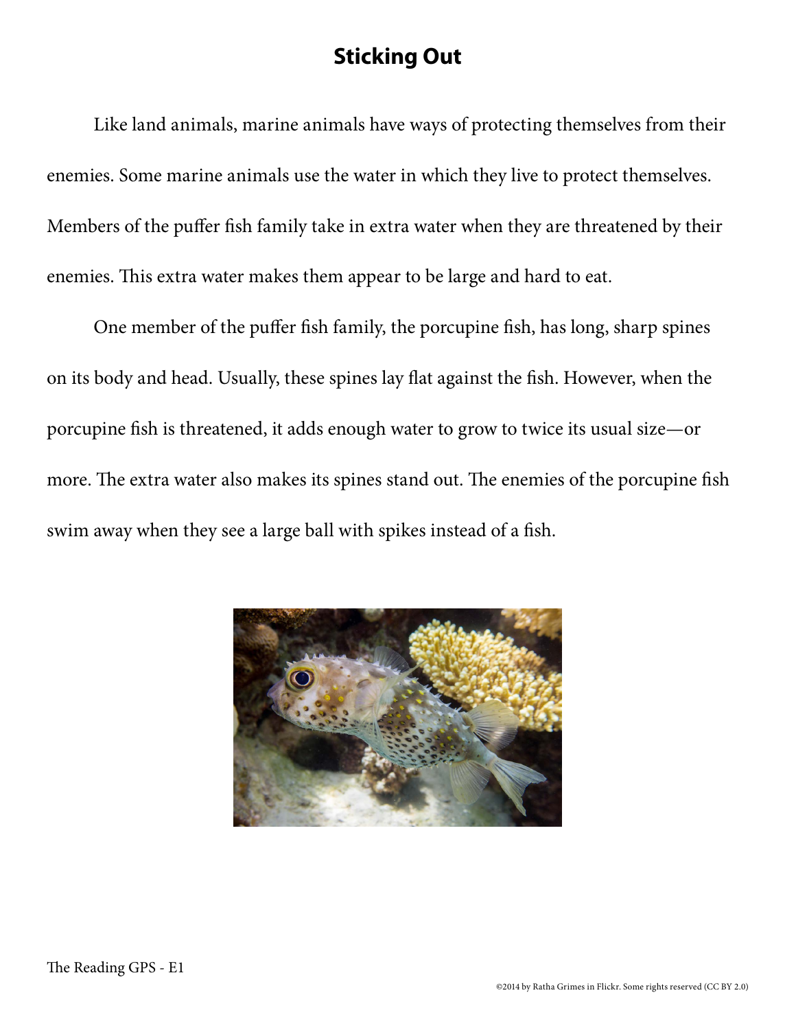# Sticking Out

Like land animals, marine animals have ways of protecting themselves from their enemies. Some marine animals use the water in which they live to protect themselves. Members of the puffer fish family take in extra water when they are threatened by their enemies. This extra water makes them appear to be large and hard to eat.

One member of the puffer fish family, the porcupine fish, has long, sharp spines on its body and head. Usually, these spines lay flat against the fish. However, when the porcupine fish is threatened, it adds enough water to grow to twice its usual size—or more. The extra water also makes its spines stand out. The enemies of the porcupine fish swim away when they see a large ball with spikes instead of a fish.

©2014 by Ratha Grimes in Flickr. Some rights reserved (CC BY 2.0)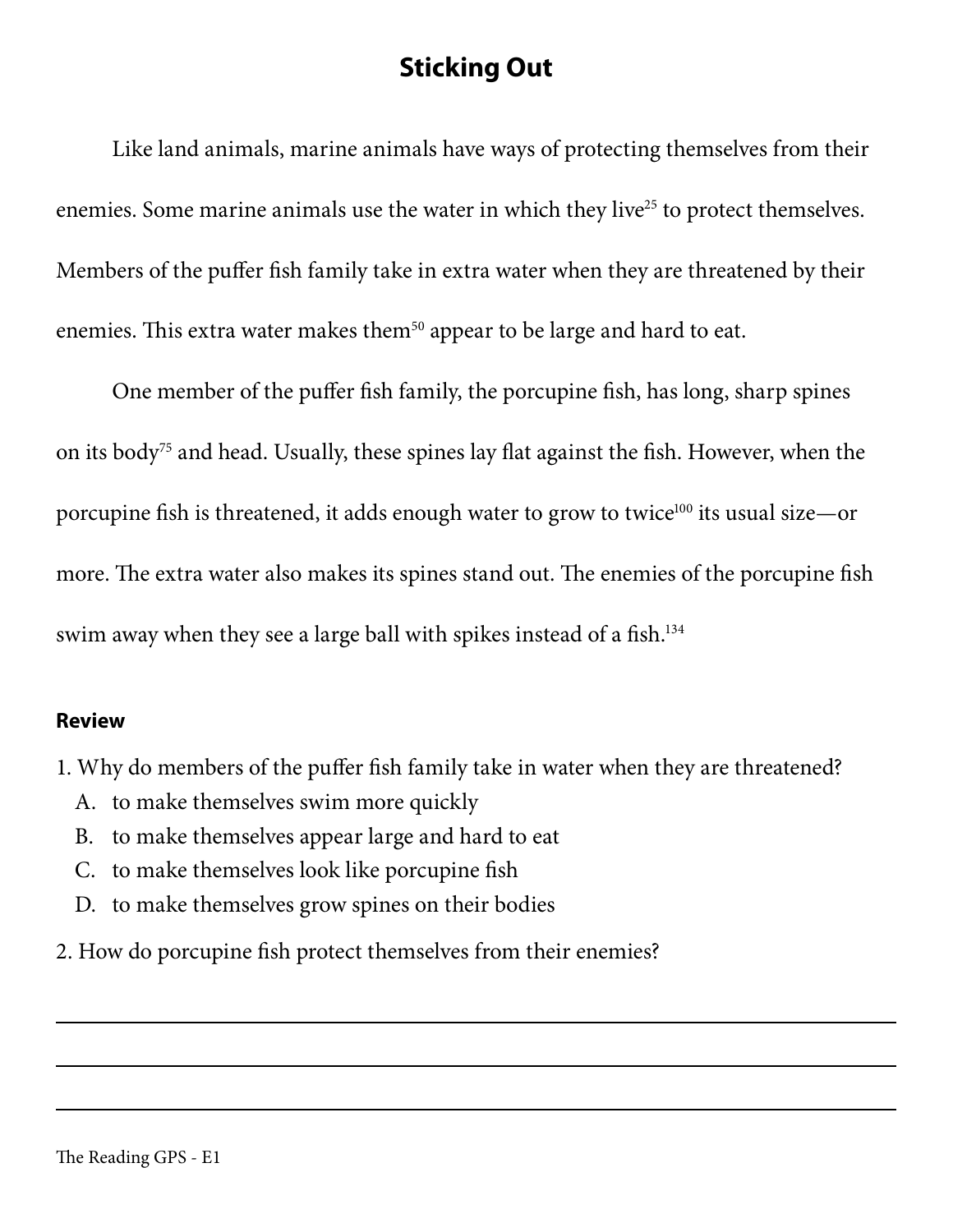# Sticking Out

Like land animals, marine animals have ways of protecting themselves from their enemies. Some marine animals use the water in which they live[25] to protect themselves. Members of the puffer fish family take in extra water when they are threatened by their enemies. This extra water makes them[50] appear to be large and hard to eat.

One member of the puffer fish family, the porcupine fish, has long, sharp spines on its body[75] and head. Usually, these spines lay flat against the fish. However, when the porcupine fish is threatened, it adds enough water to grow to twice[100] its usual size—or more. The extra water also makes its spines stand out. The enemies of the porcupine fish swim away when they see a large ball with spikes instead of a fish.[134]

**Review**

1. Why do members of the puffer fish family take in water when they are threatened?
   - A. to make themselves swim more quickly
   - B. to make themselves appear large and hard to eat
   - C. to make themselves look like porcupine fish
   - D. to make themselves grow spines on their bodies

2. How do porcupine fish protect themselves from their enemies?

\_\_\_\_\_\_\_\_\_\_\_\_\_\_\_\_\_\_\_\_\_\_\_\_\_\_\_\_\_\_\_\_\_\_\_\_\_\_\_\_\_\_\_\_\_\_\_\_\_\_\_\_\_\_\_\_\_\_\_\_

\_\_\_\_\_\_\_\_\_\_\_\_\_\_\_\_\_\_\_\_\_\_\_\_\_\_\_\_\_\_\_\_\_\_\_\_\_\_\_\_\_\_\_\_\_\_\_\_\_\_\_\_\_\_\_\_\_\_\_\_

\_\_\_\_\_\_\_\_\_\_\_\_\_\_\_\_\_\_\_\_\_\_\_\_\_\_\_\_\_\_\_\_\_\_\_\_\_\_\_\_\_\_\_\_\_\_\_\_\_\_\_\_\_\_\_\_\_\_\_\_